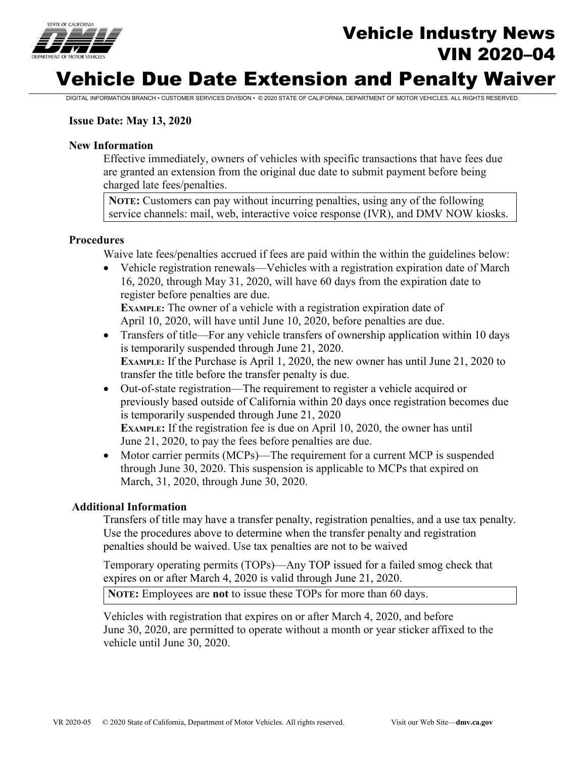# Vehicle Industry News
# VIN 2020–04
# Vehicle Due Date Extension and Penalty Waiver

DIGITAL INFORMATION BRANCH • CUSTOMER SERVICES DIVISION • © 2020 STATE OF CALIFORNIA, DEPARTMENT OF MOTOR VEHICLES. ALL RIGHTS RESERVED.

**Issue Date: May 13, 2020**

### New Information

Effective immediately, owners of vehicles with specific transactions that have fees due are granted an extension from the original due to submit payment before being charged late fees/penalties.

> **NOTE:** Customers can pay without incurring penalties, using any of the following service channels: mail, web, interactive voice response (IVR), and DMV NOW kiosks.

### Procedures

Waive late fees/penalties accrued if fees are paid within the within the guidelines below:

- Vehicle registration renewals—Vehicles with a registration expiration date of March 16, 2020, through May 31, 2020, will have 60 days from the expiration date to register before penalties are due.
  **EXAMPLE:** The owner of a vehicle with a registration expiration date of April 10, 2020, will have until June 10, 2020, before penalties are due.
- Transfers of title—For any vehicle transfers of ownership application within 10 days is temporarily suspended through June 21, 2020.
  **EXAMPLE:** If the Purchase is April 1, 2020, the new owner has until June 21, 2020 to transfer the title before the transfer penalty is due.
- Out-of-state registration—The requirement to register a vehicle acquired or previously based outside of California within 20 days once registration becomes due is temporarily suspended through June 21, 2020
  **EXAMPLE:** If the registration fee is due on April 10, 2020, the owner has until June 21, 2020, to pay the fees before penalties are due.
- Motor carrier permits (MCPs)—The requirement for a current MCP is suspended through June 30, 2020. This suspension is applicable to MCPs that expired on March, 31, 2020, through June 30, 2020.

### Additional Information

Transfers of title may have a transfer penalty, registration penalties, and a use tax penalty. Use the procedures above to determine when the transfer penalty and registration penalties should be waived. Use tax penalties are not to be waived

Temporary operating permits (TOPs)—Any TOP issued for a failed smog check that expires on or after March 4, 2020 is valid through June 21, 2020.

> **NOTE:** Employees are **not** to issue these TOPs for more than 60 days.

Vehicles with registration that expires on or after March 4, 2020, and before June 30, 2020, are permitted to operate without a month or year sticker affixed to the vehicle until June 30, 2020.

VR 2020-05 © 2020 State of California, Department of Motor Vehicles. All rights reserved. Visit our Web Site—**dmv.ca.gov**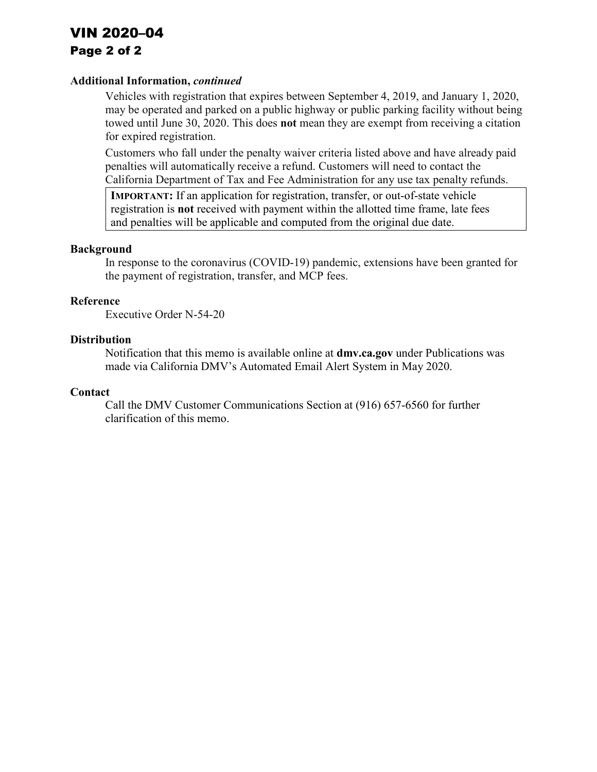**Additional Information,** ***continued***

Vehicles with registration that expires between September 4, 2019, and January 1, 2020, may be operated and parked on a public highway or public parking facility without being towed until June 30, 2020. This does **not** mean they are exempt from receiving a citation for expired registration.

Customers who fall under the penalty waiver criteria listed above and have already paid penalties will automatically receive a refund. Customers will need to contact the California Department of Tax and Fee Administration for any use tax penalty refunds.

> **IMPORTANT:** If an application for registration, transfer, or out-of-state vehicle registration is **not** received with payment within the allotted time frame, late fees and penalties will be applicable and computed from the original due date.

**Background**

In response to the coronavirus (COVID-19) pandemic, extensions have been granted for the payment of registration, transfer, and MCP fees.

**Reference**

Executive Order N-54-20

**Distribution**

Notification that this memo is available online at **dmv.ca.gov** under Publications was made via California DMV's Automated Email Alert System in May 2020.

**Contact**

Call the DMV Customer Communications Section at (916) 657-6560 for further clarification of this memo.